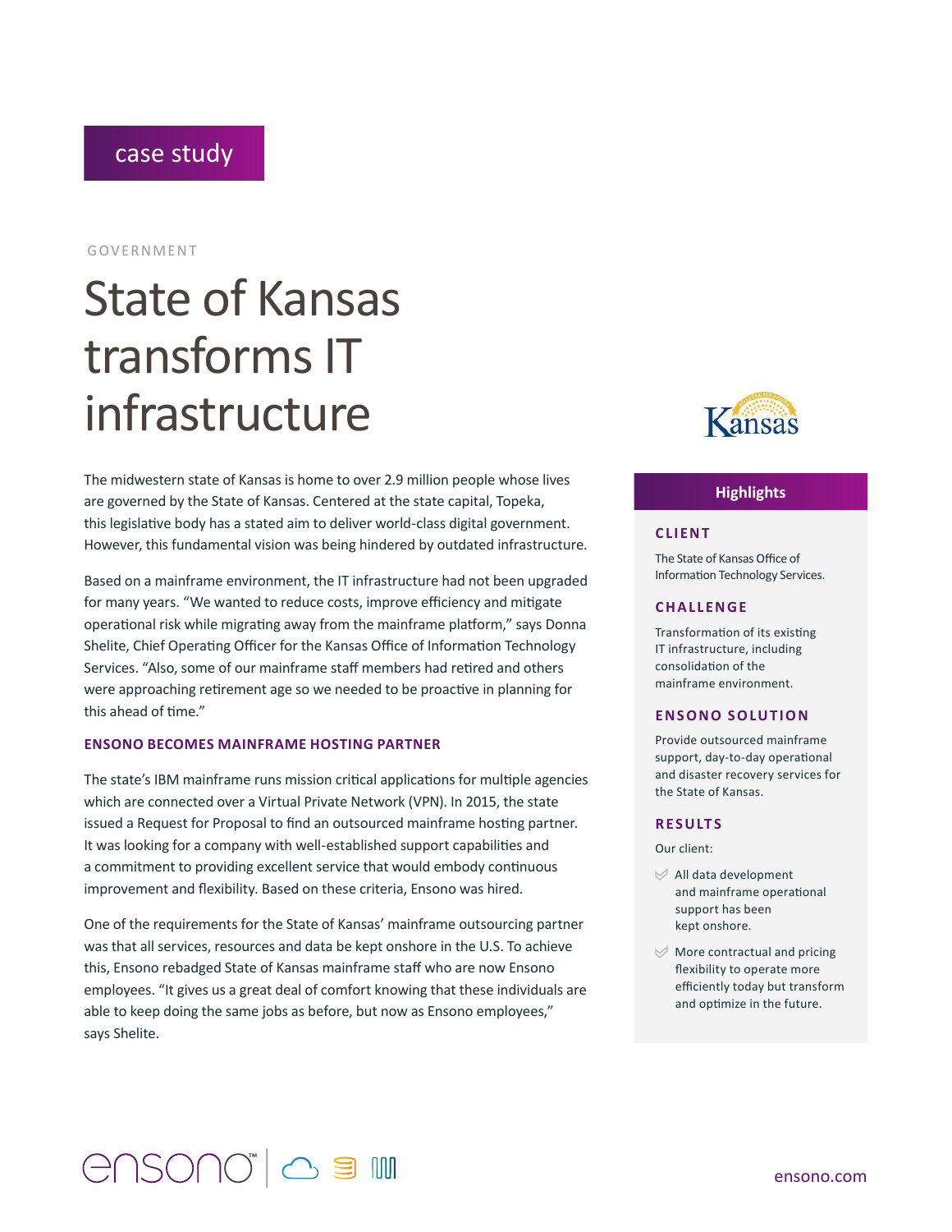case study

GOVERNMENT

# State of Kansas transforms IT infrastructure

The midwestern state of Kansas is home to over 2.9 million people whose lives are governed by the State of Kansas. Centered at the state capital, Topeka, this legislative body has a stated aim to deliver world-class digital government. However, this fundamental vision was being hindered by outdated infrastructure.

Based on a mainframe environment, the IT infrastructure had not been upgraded for many years. "We wanted to reduce costs, improve efficiency and mitigate operational risk while migrating away from the mainframe platform," says Donna Shelite, Chief Operating Officer for the Kansas Office of Information Technology Services. "Also, some of our mainframe staff members had retired and others were approaching retirement age so we needed to be proactive in planning for this ahead of time."

## ENSONO BECOMES MAINFRAME HOSTING PARTNER

The state's IBM mainframe runs mission critical applications for multiple agencies which are connected over a Virtual Private Network (VPN). In 2015, the state issued a Request for Proposal to find an outsourced mainframe hosting partner. It was looking for a company with well-established support capabilities and a commitment to providing excellent service that would embody continuous improvement and flexibility. Based on these criteria, Ensono was hired.

One of the requirements for the State of Kansas' mainframe outsourcing partner was that all services, resources and data be kept onshore in the U.S. To achieve this, Ensono rebadged State of Kansas mainframe staff who are now Ensono employees. "It gives us a great deal of comfort knowing that these individuals are able to keep doing the same jobs as before, but now as Ensono employees," says Shelite.

## Highlights

### CLIENT

The State of Kansas Office of Information Technology Services.

### CHALLENGE

Transformation of its existing IT infrastructure, including consolidation of the mainframe environment.

### ENSONO SOLUTION

Provide outsourced mainframe support, day-to-day operational and disaster recovery services for the State of Kansas.

### RESULTS

Our client:

- All data development and mainframe operational support has been kept onshore.
- More contractual and pricing flexibility to operate more efficiently today but transform and optimize in the future.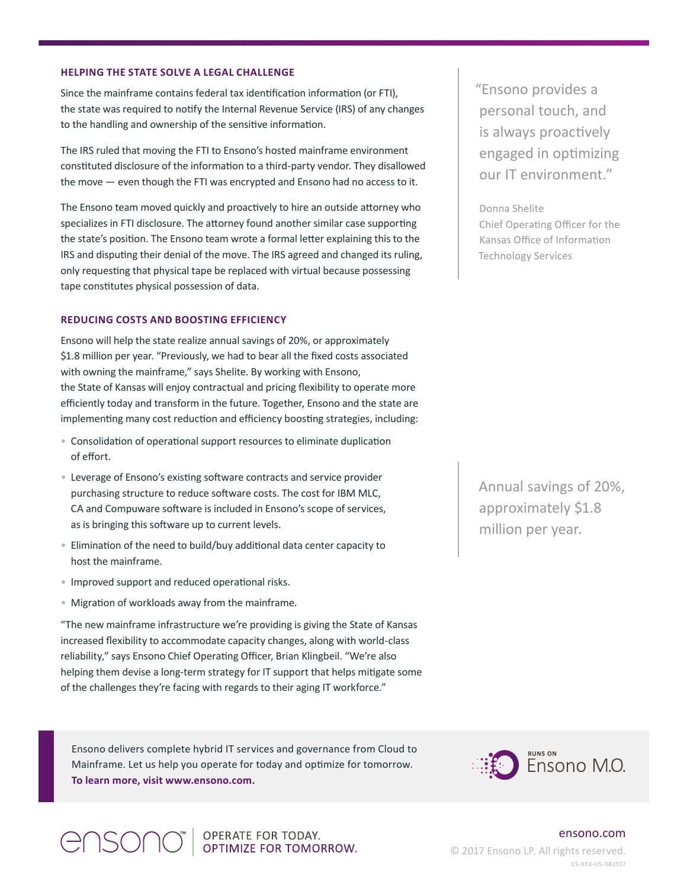## HELPING THE STATE SOLVE A LEGAL CHALLENGE

Since the mainframe contains federal tax identification information (or FTI), the state was required to notify the Internal Revenue Service (IRS) of any changes to the handling and ownership of the sensitive information.

The IRS ruled that moving the FTI to Ensono's hosted mainframe environment constituted disclosure of the information to a third-party vendor. They disallowed the move — even though the FTI was encrypted and Ensono had no access to it.

The Ensono team moved quickly and proactively to hire an outside attorney who specializes in FTI disclosure. The attorney found another similar case supporting the state's position. The Ensono team wrote a formal letter explaining this to the IRS and disputing their denial of the move. The IRS agreed and changed its ruling, only requesting that physical tape be replaced with virtual because possessing tape constitutes physical possession of data.

> "Ensono provides a personal touch, and is always proactively engaged in optimizing our IT environment."
>
> Donna Shelite
> Chief Operating Officer for the Kansas Office of Information Technology Services

## REDUCING COSTS AND BOOSTING EFFICIENCY

Ensono will help the state realize annual savings of 20%, or approximately $1.8 million per year. "Previously, we had to bear all the fixed costs associated with owning the mainframe," says Shelite. By working with Ensono, the State of Kansas will enjoy contractual and pricing flexibility to operate more efficiently today and transform in the future. Together, Ensono and the state are implementing many cost reduction and efficiency boosting strategies, including:

- Consolidation of operational support resources to eliminate duplication of effort.
- Leverage of Ensono's existing software contracts and service provider purchasing structure to reduce software costs. The cost for IBM MLC, CA and Compuware software is included in Ensono's scope of services, as is bringing this software up to current levels.
- Elimination of the need to build/buy additional data center capacity to host the mainframe.
- Improved support and reduced operational risks.
- Migration of workloads away from the mainframe.

> Annual savings of 20%, approximately $1.8 million per year.

"The new mainframe infrastructure we're providing is giving the State of Kansas increased flexibility to accommodate capacity changes, along with world-class reliability," says Ensono Chief Operating Officer, Brian Klingbeil. "We're also helping them devise a long-term strategy for IT support that helps mitigate some of the challenges they're facing with regards to their aging IT workforce."

Ensono delivers complete hybrid IT services and governance from Cloud to Mainframe. Let us help you operate for today and optimize for tomorrow. **To learn more, visit www.ensono.com.**

RUNS ON Ensono M.O.

ensono™ OPERATE FOR TODAY. OPTIMIZE FOR TOMORROW.

ensono.com

© 2017 Ensono LP. All rights reserved.

CS-XXX-US-082917